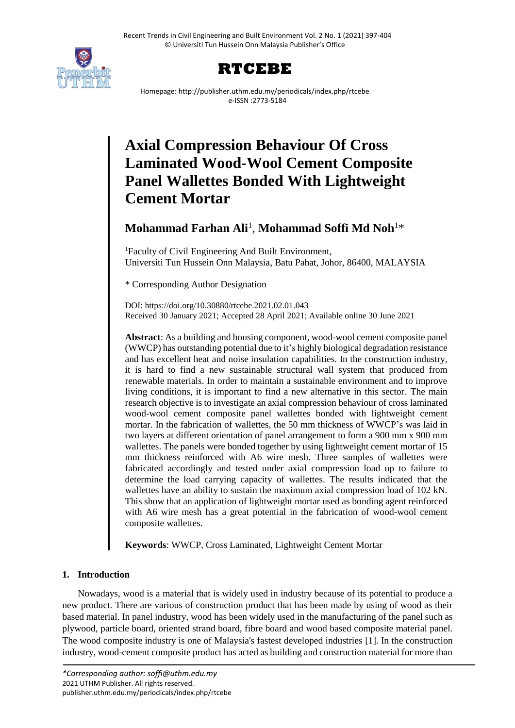# Axial Compression Behaviour Of Cross Laminated Wood-Wool Cement Composite Panel Wallettes Bonded With Lightweight Cement Mortar

**Mohammad Farhan Ali**[1], **Mohammad Soffi Md Noh**[1]*

[1]Faculty of Civil Engineering And Built Environment, Universiti Tun Hussein Onn Malaysia, Batu Pahat, Johor, 86400, MALAYSIA

* Corresponding Author Designation

DOI: https://doi.org/10.30880/rtcebe.2021.02.01.043
Received 30 January 2021; Accepted 28 April 2021; Available online 30 June 2021

**Abstract**: As a building and housing component, wood-wool cement composite panel (WWCP) has outstanding potential due to it's highly biological degradation resistance and has excellent heat and noise insulation capabilities. In the construction industry, it is hard to find a new sustainable structural wall system that produced from renewable materials. In order to maintain a sustainable environment and to improve living conditions, it is important to find a new alternative in this sector. The main research objective is to investigate an axial compression behaviour of cross laminated wood-wool cement composite panel wallettes bonded with lightweight cement mortar. In the fabrication of wallettes, the 50 mm thickness of WWCP's was laid in two layers at different orientation of panel arrangement to form a 900 mm x 900 mm wallettes. The panels were bonded together by using lightweight cement mortar of 15 mm thickness reinforced with A6 wire mesh. Three samples of wallettes were fabricated accordingly and tested under axial compression load up to failure to determine the load carrying capacity of wallettes. The results indicated that the wallettes have an ability to sustain the maximum axial compression load of 102 kN. This show that an application of lightweight mortar used as bonding agent reinforced with A6 wire mesh has a great potential in the fabrication of wood-wool cement composite wallettes.

**Keywords**: WWCP, Cross Laminated, Lightweight Cement Mortar

## 1. Introduction

Nowadays, wood is a material that is widely used in industry because of its potential to produce a new product. There are various of construction product that has been made by using of wood as their based material. In panel industry, wood has been widely used in the manufacturing of the panel such as plywood, particle board, oriented strand board, fibre board and wood based composite material panel. The wood composite industry is one of Malaysia's fastest developed industries [1]. In the construction industry, wood-cement composite product has acted as building and construction material for more than

*Corresponding author: soffi@uthm.edu.my
2021 UTHM Publisher. All rights reserved.
publisher.uthm.edu.my/periodicals/index.php/rtcebe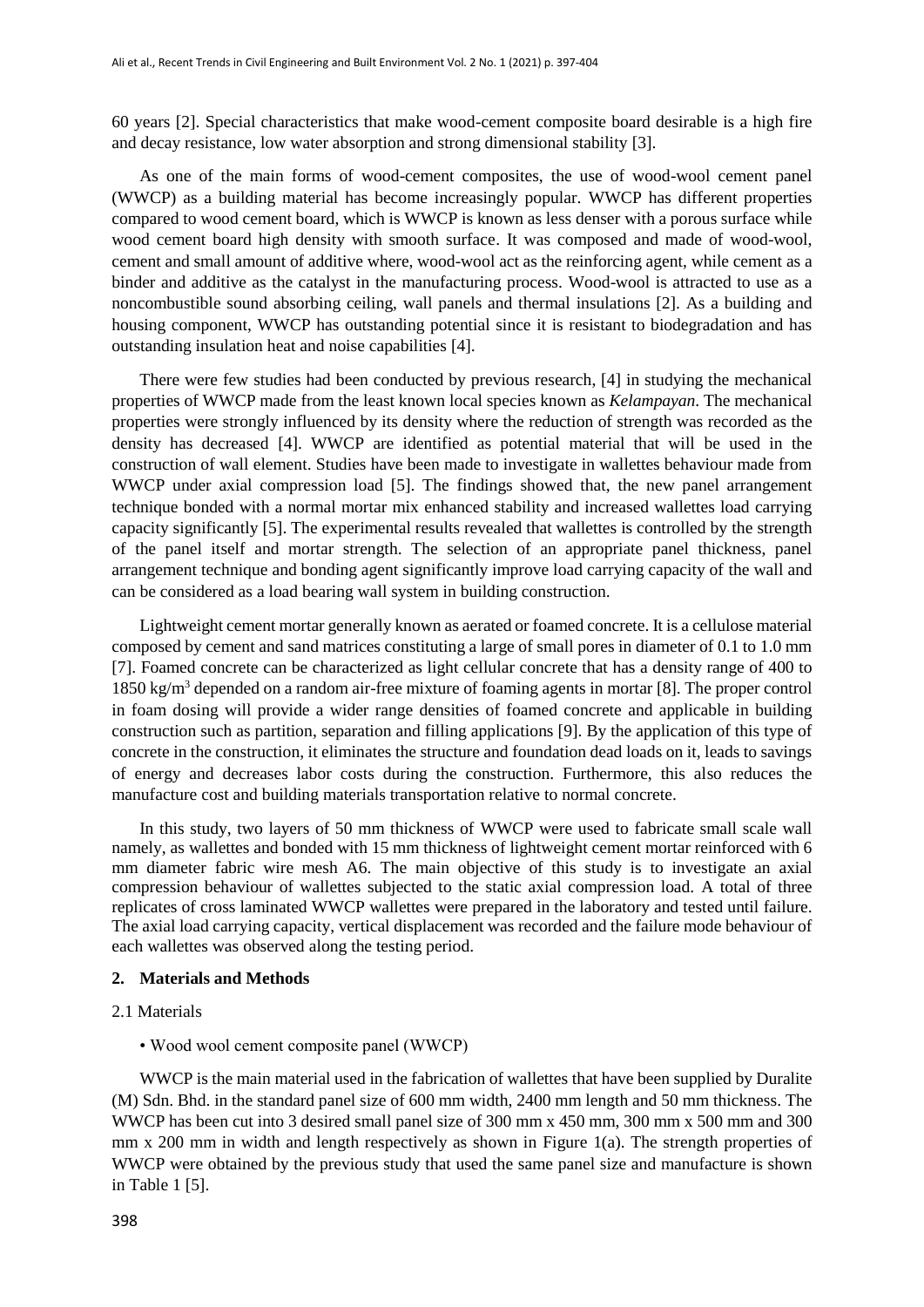60 years [2]. Special characteristics that make wood-cement composite board desirable is a high fire and decay resistance, low water absorption and strong dimensional stability [3].

As one of the main forms of wood-cement composites, the use of wood-wool cement panel (WWCP) as a building material has become increasingly popular. WWCP has different properties compared to wood cement board, which is WWCP is known as less denser with a porous surface while wood cement board high density with smooth surface. It was composed and made of wood-wool, cement and small amount of additive where, wood-wool act as the reinforcing agent, while cement as a binder and additive as the catalyst in the manufacturing process. Wood-wool is attracted to use as a noncombustible sound absorbing ceiling, wall panels and thermal insulations [2]. As a building and housing component, WWCP has outstanding potential since it is resistant to biodegradation and has outstanding insulation heat and noise capabilities [4].

There were few studies had been conducted by previous research, [4] in studying the mechanical properties of WWCP made from the least known local species known as *Kelampayan*. The mechanical properties were strongly influenced by its density where the reduction of strength was recorded as the density has decreased [4]. WWCP are identified as potential material that will be used in the construction of wall element. Studies have been made to investigate in wallettes behaviour made from WWCP under axial compression load [5]. The findings showed that, the new panel arrangement technique bonded with a normal mortar mix enhanced stability and increased wallettes load carrying capacity significantly [5]. The experimental results revealed that wallettes is controlled by the strength of the panel itself and mortar strength. The selection of an appropriate panel thickness, panel arrangement technique and bonding agent significantly improve load carrying capacity of the wall and can be considered as a load bearing wall system in building construction.

Lightweight cement mortar generally known as aerated or foamed concrete. It is a cellulose material composed by cement and sand matrices constituting a large of small pores in diameter of 0.1 to 1.0 mm [7]. Foamed concrete can be characterized as light cellular concrete that has a density range of 400 to 1850 kg/m$^3$ depended on a random air-free mixture of foaming agents in mortar [8]. The proper control in foam dosing will provide a wider range densities of foamed concrete and applicable in building construction such as partition, separation and filling applications [9]. By the application of this type of concrete in the construction, it eliminates the structure and foundation dead loads on it, leads to savings of energy and decreases labor costs during the construction. Furthermore, this also reduces the manufacture cost and building materials transportation relative to normal concrete.

In this study, two layers of 50 mm thickness of WWCP were used to fabricate small scale wall namely, as wallettes and bonded with 15 mm thickness of lightweight cement mortar reinforced with 6 mm diameter fabric wire mesh A6. The main objective of this study is to investigate an axial compression behaviour of wallettes subjected to the static axial compression load. A total of three replicates of cross laminated WWCP wallettes were prepared in the laboratory and tested until failure. The axial load carrying capacity, vertical displacement was recorded and the failure mode behaviour of each wallettes was observed along the testing period.

## 2. Materials and Methods

### 2.1 Materials

- Wood wool cement composite panel (WWCP)

WWCP is the main material used in the fabrication of wallettes that have been supplied by Duralite (M) Sdn. Bhd. in the standard panel size of 600 mm width, 2400 mm length and 50 mm thickness. The WWCP has been cut into 3 desired small panel size of 300 mm x 450 mm, 300 mm x 500 mm and 300 mm x 200 mm in width and length respectively as shown in Figure 1(a). The strength properties of WWCP were obtained by the previous study that used the same panel size and manufacture is shown in Table 1 [5].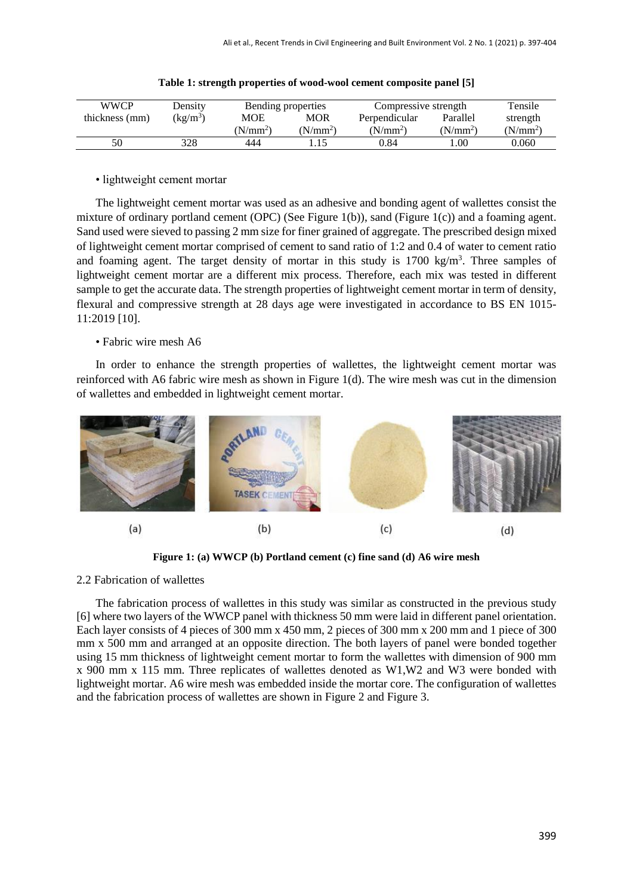**Table 1: strength properties of wood-wool cement composite panel [5]**

| WWCP thickness (mm) | Density ($kg/m^3$) | Bending properties | | Compressive strength | | Tensile strength ($N/mm^2$) |
|---|---|---|---|---|---|---|
| | | MOE ($N/mm^2$) | MOR ($N/mm^2$) | Perpendicular ($N/mm^2$) | Parallel ($N/mm^2$) | |
| 50 | 328 | 444 | 1.15 | 0.84 | 1.00 | 0.060 |

• lightweight cement mortar

The lightweight cement mortar was used as an adhesive and bonding agent of wallettes consist the mixture of ordinary portland cement (OPC) (See Figure 1(b)), sand (Figure 1(c)) and a foaming agent. Sand used were sieved to passing 2 mm size for finer grained of aggregate. The prescribed design mixed of lightweight cement mortar comprised of cement to sand ratio of 1:2 and 0.4 of water to cement ratio and foaming agent. The target density of mortar in this study is 1700 $kg/m^3$. Three samples of lightweight cement mortar are a different mix process. Therefore, each mix was tested in different sample to get the accurate data. The strength properties of lightweight cement mortar in term of density, flexural and compressive strength at 28 days age were investigated in accordance to BS EN 1015-11:2019 [10].

• Fabric wire mesh A6

In order to enhance the strength properties of wallettes, the lightweight cement mortar was reinforced with A6 fabric wire mesh as shown in Figure 1(d). The wire mesh was cut in the dimension of wallettes and embedded in lightweight cement mortar.

(a) (b) (c) (d)

**Figure 1: (a) WWCP (b) Portland cement (c) fine sand (d) A6 wire mesh**

### 2.2 Fabrication of wallettes

The fabrication process of wallettes in this study was similar as constructed in the previous study [6] where two layers of the WWCP panel with thickness 50 mm were laid in different panel orientation. Each layer consists of 4 pieces of 300 mm x 450 mm, 2 pieces of 300 mm x 200 mm and 1 piece of 300 mm x 500 mm and arranged at an opposite direction. The both layers of panel were bonded together using 15 mm thickness of lightweight cement mortar to form the wallettes with dimension of 900 mm x 900 mm x 115 mm. Three replicates of wallettes denoted as W1,W2 and W3 were bonded with lightweight mortar. A6 wire mesh was embedded inside the mortar core. The configuration of wallettes and the fabrication process of wallettes are shown in Figure 2 and Figure 3.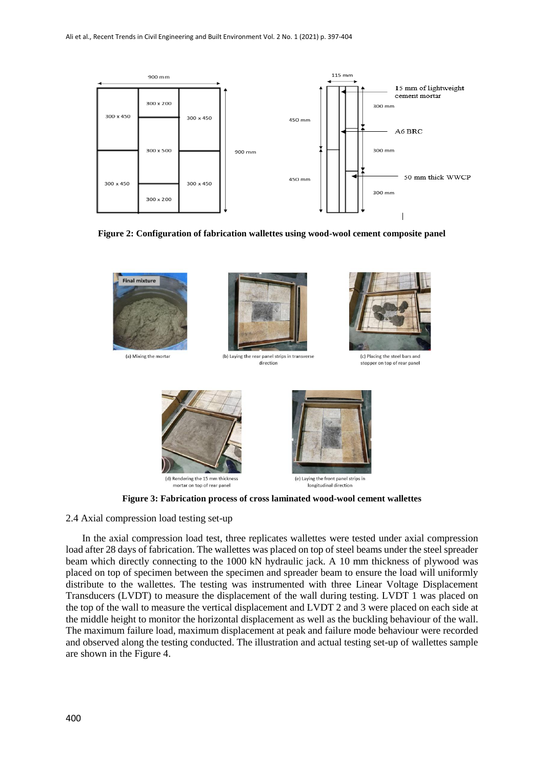Figure 2: Configuration of fabrication wallettes using wood-wool cement composite panel

Figure 3: Fabrication process of cross laminated wood-wool cement wallettes

2.4 Axial compression load testing set-up

In the axial compression load test, three replicates wallettes were tested under axial compression load after 28 days of fabrication. The wallettes was placed on top of steel beams under the steel spreader beam which directly connecting to the 1000 kN hydraulic jack. A 10 mm thickness of plywood was placed on top of specimen between the specimen and spreader beam to ensure the load will uniformly distribute to the wallettes. The testing was instrumented with three Linear Voltage Displacement Transducers (LVDT) to measure the displacement of the wall during testing. LVDT 1 was placed on the top of the wall to measure the vertical displacement and LVDT 2 and 3 were placed on each side at the middle height to monitor the horizontal displacement as well as the buckling behaviour of the wall. The maximum failure load, maximum displacement at peak and failure mode behaviour were recorded and observed along the testing conducted. The illustration and actual testing set-up of wallettes sample are shown in the Figure 4.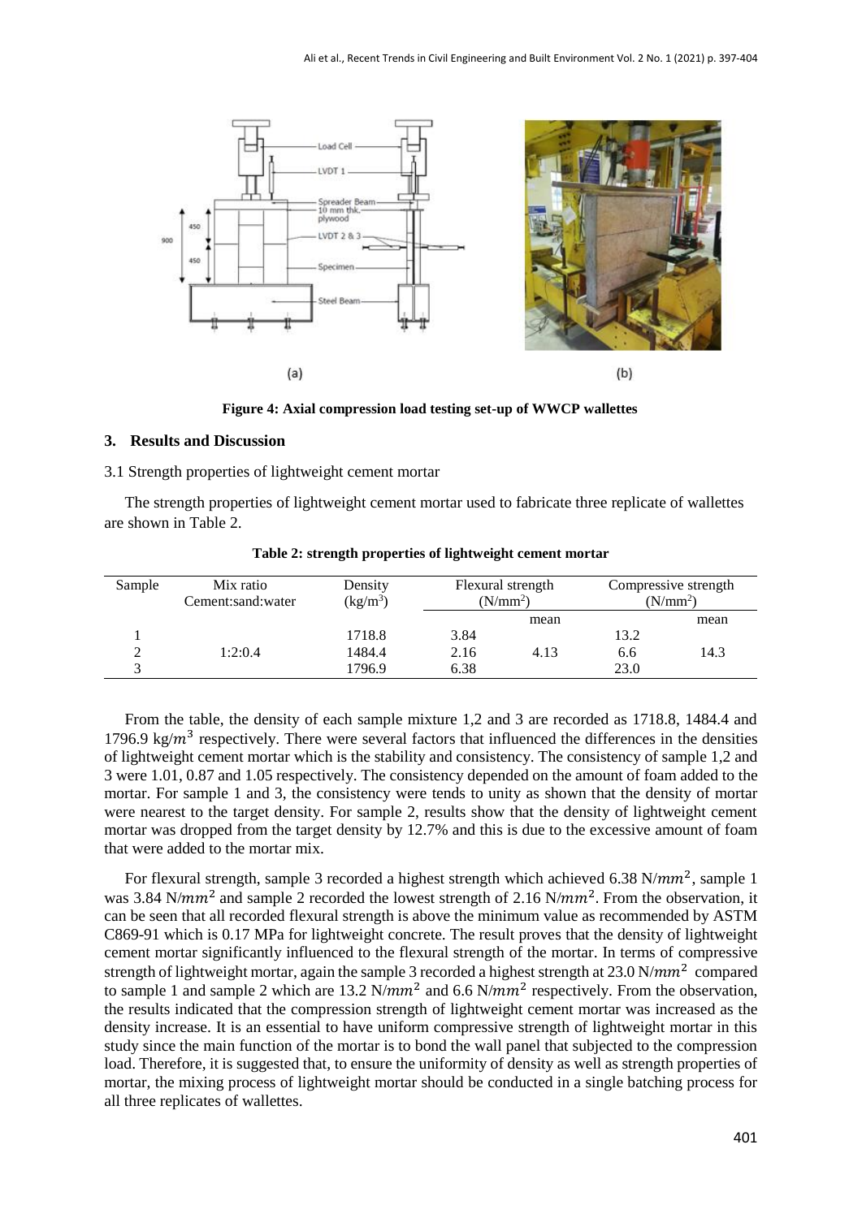Figure 4: Axial compression load testing set-up of WWCP wallettes

## 3. Results and Discussion

3.1 Strength properties of lightweight cement mortar

The strength properties of lightweight cement mortar used to fabricate three replicate of wallettes are shown in Table 2.

**Table 2: strength properties of lightweight cement mortar**

| Sample | Mix ratio Cement:sand:water | Density (kg/m$^3$) | Flexural strength (N/mm$^2$) | | Compressive strength (N/mm$^2$) | |
|---|---|---|---|---|---|---|
| | | | | mean | | mean |
| 1 | | 1718.8 | 3.84 | | 13.2 | |
| 2 | 1:2:0.4 | 1484.4 | 2.16 | 4.13 | 6.6 | 14.3 |
| 3 | | 1796.9 | 6.38 | | 23.0 | |

From the table, the density of each sample mixture 1,2 and 3 are recorded as 1718.8, 1484.4 and 1796.9 kg/$m^3$ respectively. There were several factors that influenced the differences in the densities of lightweight cement mortar which is the stability and consistency. The consistency of sample 1,2 and 3 were 1.01, 0.87 and 1.05 respectively. The consistency depended on the amount of foam added to the mortar. For sample 1 and 3, the consistency were tends to unity as shown that the density of mortar were nearest to the target density. For sample 2, results show that the density of lightweight cement mortar was dropped from the target density by 12.7% and this is due to the excessive amount of foam that were added to the mortar mix.

For flexural strength, sample 3 recorded a highest strength which achieved 6.38 N/$mm^2$, sample 1 was 3.84 N/$mm^2$ and sample 2 recorded the lowest strength of 2.16 N/$mm^2$. From the observation, it can be seen that all recorded flexural strength is above the minimum value as recommended by ASTM C869-91 which is 0.17 MPa for lightweight concrete. The result proves that the density of lightweight cement mortar significantly influenced to the flexural strength of the mortar. In terms of compressive strength of lightweight mortar, again the sample 3 recorded a highest strength at 23.0 N/$mm^2$ compared to sample 1 and sample 2 which are 13.2 N/$mm^2$ and 6.6 N/$mm^2$ respectively. From the observation, the results indicated that the compression strength of lightweight cement mortar was increased as the density increase. It is an essential to have uniform compressive strength of lightweight mortar in this study since the main function of the mortar is to bond the wall panel that subjected to the compression load. Therefore, it is suggested that, to ensure the uniformity of density as well as strength properties of mortar, the mixing process of lightweight mortar should be conducted in a single batching process for all three replicates of wallettes.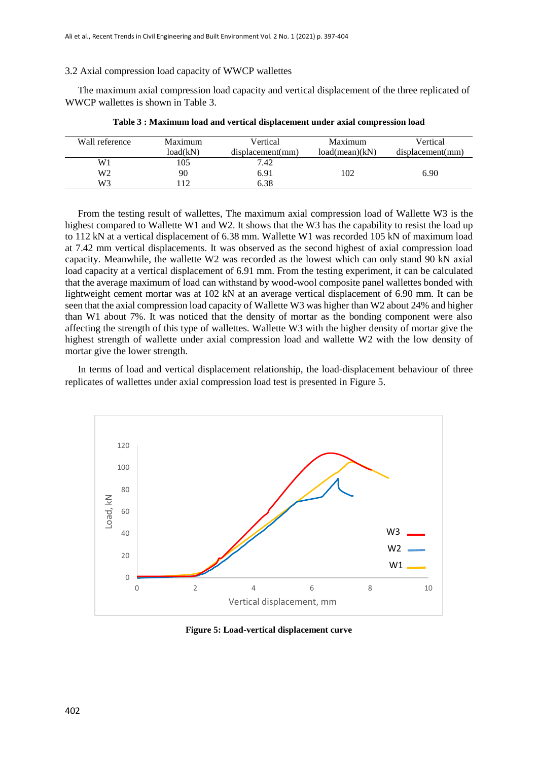### 3.2 Axial compression load capacity of WWCP wallettes

The maximum axial compression load capacity and vertical displacement of the three replicated of WWCP wallettes is shown in Table 3.

**Table 3 : Maximum load and vertical displacement under axial compression load**

| Wall reference | Maximum load(kN) | Vertical displacement(mm) | Maximum load(mean)(kN) | Vertical displacement(mm) |
|---|---|---|---|---|
| W1 | 105 | 7.42 | | |
| W2 | 90 | 6.91 | 102 | 6.90 |
| W3 | 112 | 6.38 | | |

From the testing result of wallettes, The maximum axial compression load of Wallette W3 is the highest compared to Wallette W1 and W2. It shows that the W3 has the capability to resist the load up to 112 kN at a vertical displacement of 6.38 mm. Wallette W1 was recorded 105 kN of maximum load at 7.42 mm vertical displacements. It was observed as the second highest of axial compression load capacity. Meanwhile, the wallette W2 was recorded as the lowest which can only stand 90 kN axial load capacity at a vertical displacement of 6.91 mm. From the testing experiment, it can be calculated that the average maximum of load can withstand by wood-wool composite panel wallettes bonded with lightweight cement mortar was at 102 kN at an average vertical displacement of 6.90 mm. It can be seen that the axial compression load capacity of Wallette W3 was higher than W2 about 24% and higher than W1 about 7%. It was noticed that the density of mortar as the bonding component were also affecting the strength of this type of wallettes. Wallette W3 with the higher density of mortar give the highest strength of wallette under axial compression load and wallette W2 with the low density of mortar give the lower strength.

In terms of load and vertical displacement relationship, the load-displacement behaviour of three replicates of wallettes under axial compression load test is presented in Figure 5.

**Figure 5: Load-vertical displacement curve**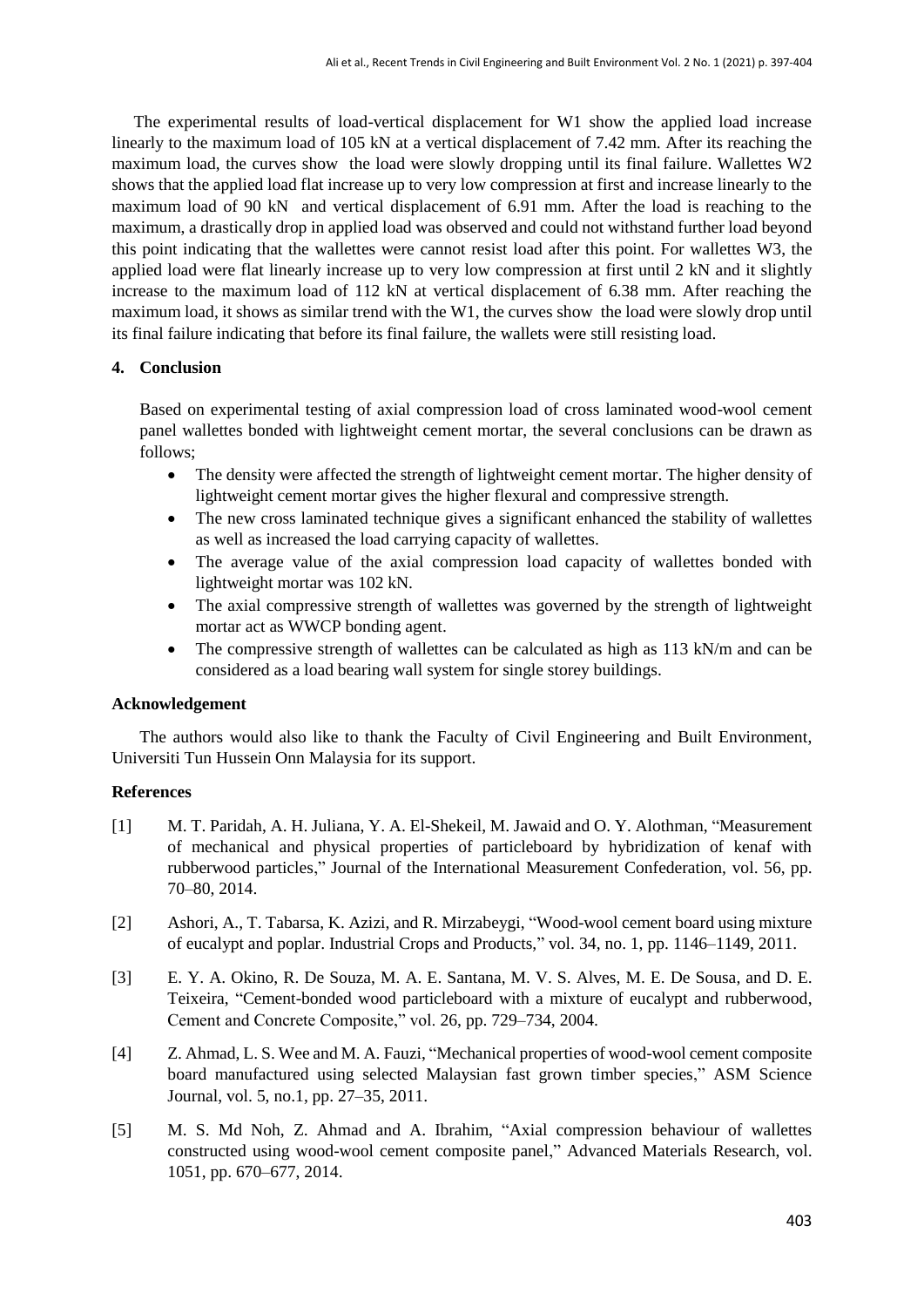The experimental results of load-vertical displacement for W1 show the applied load increase linearly to the maximum load of 105 kN at a vertical displacement of 7.42 mm. After its reaching the maximum load, the curves show the load were slowly dropping until its final failure. Wallettes W2 shows that the applied load flat increase up to very low compression at first and increase linearly to the maximum load of 90 kN and vertical displacement of 6.91 mm. After the load is reaching to the maximum, a drastically drop in applied load was observed and could not withstand further load beyond this point indicating that the wallettes were cannot resist load after this point. For wallettes W3, the applied load were flat linearly increase up to very low compression at first until 2 kN and it slightly increase to the maximum load of 112 kN at vertical displacement of 6.38 mm. After reaching the maximum load, it shows as similar trend with the W1, the curves show the load were slowly drop until its final failure indicating that before its final failure, the wallets were still resisting load.

## 4. Conclusion

Based on experimental testing of axial compression load of cross laminated wood-wool cement panel wallettes bonded with lightweight cement mortar, the several conclusions can be drawn as follows;

- The density were affected the strength of lightweight cement mortar. The higher density of lightweight cement mortar gives the higher flexural and compressive strength.
- The new cross laminated technique gives a significant enhanced the stability of wallettes as well as increased the load carrying capacity of wallettes.
- The average value of the axial compression load capacity of wallettes bonded with lightweight mortar was 102 kN.
- The axial compressive strength of wallettes was governed by the strength of lightweight mortar act as WWCP bonding agent.
- The compressive strength of wallettes can be calculated as high as 113 kN/m and can be considered as a load bearing wall system for single storey buildings.

## Acknowledgement

The authors would also like to thank the Faculty of Civil Engineering and Built Environment, Universiti Tun Hussein Onn Malaysia for its support.

## References

[1] M. T. Paridah, A. H. Juliana, Y. A. El-Shekeil, M. Jawaid and O. Y. Alothman, "Measurement of mechanical and physical properties of particleboard by hybridization of kenaf with rubberwood particles," Journal of the International Measurement Confederation, vol. 56, pp. 70–80, 2014.

[2] Ashori, A., T. Tabarsa, K. Azizi, and R. Mirzabeygi, "Wood-wool cement board using mixture of eucalypt and poplar. Industrial Crops and Products," vol. 34, no. 1, pp. 1146–1149, 2011.

[3] E. Y. A. Okino, R. De Souza, M. A. E. Santana, M. V. S. Alves, M. E. De Sousa, and D. E. Teixeira, "Cement-bonded wood particleboard with a mixture of eucalypt and rubberwood, Cement and Concrete Composite," vol. 26, pp. 729–734, 2004.

[4] Z. Ahmad, L. S. Wee and M. A. Fauzi, "Mechanical properties of wood-wool cement composite board manufactured using selected Malaysian fast grown timber species," ASM Science Journal, vol. 5, no.1, pp. 27–35, 2011.

[5] M. S. Md Noh, Z. Ahmad and A. Ibrahim, "Axial compression behaviour of wallettes constructed using wood-wool cement composite panel," Advanced Materials Research, vol. 1051, pp. 670–677, 2014.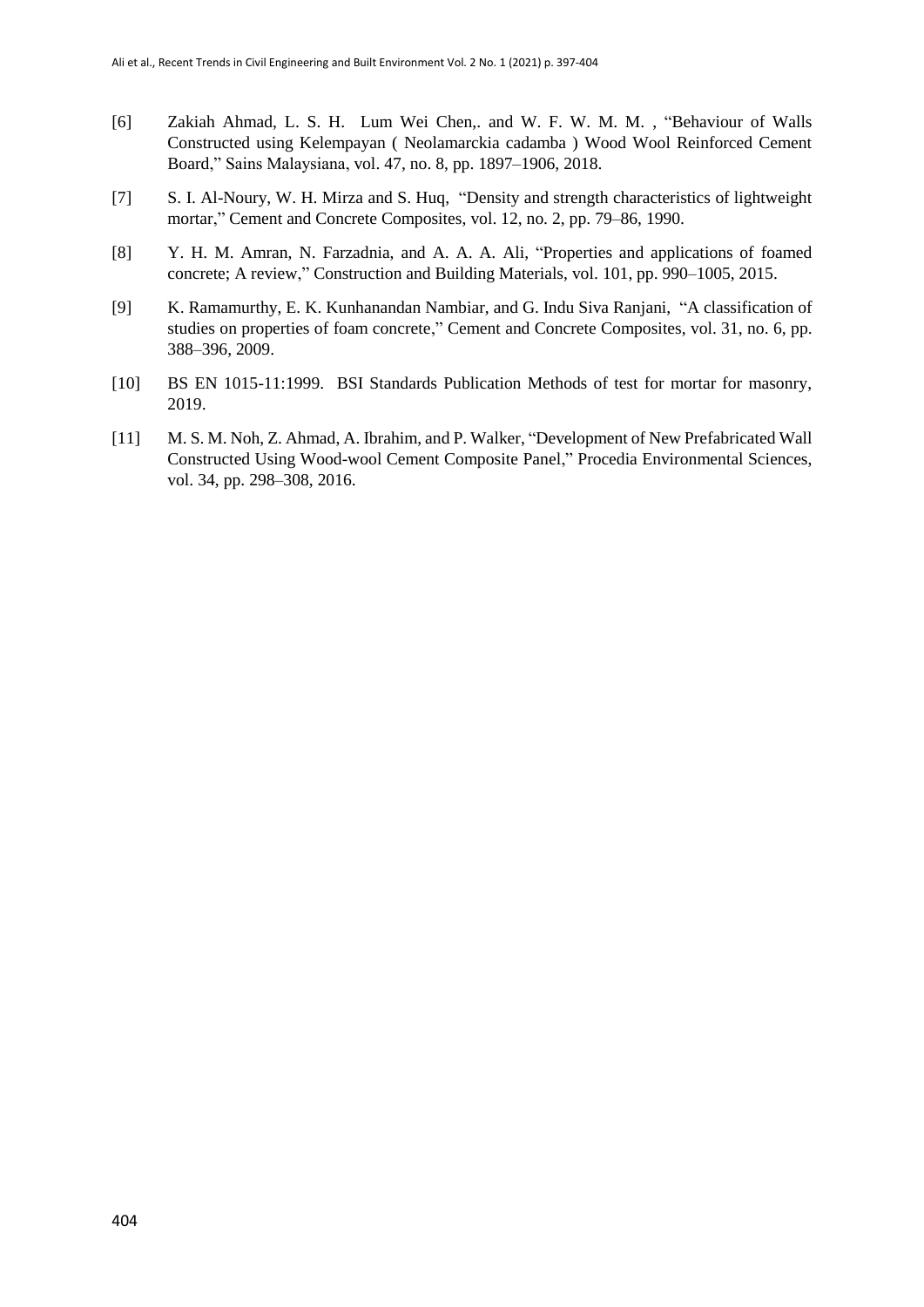[6] Zakiah Ahmad, L. S. H. Lum Wei Chen,. and W. F. W. M. M. , "Behaviour of Walls Constructed using Kelempayan ( Neolamarckia cadamba ) Wood Wool Reinforced Cement Board," Sains Malaysiana, vol. 47, no. 8, pp. 1897–1906, 2018.

[7] S. I. Al-Noury, W. H. Mirza and S. Huq, "Density and strength characteristics of lightweight mortar," Cement and Concrete Composites, vol. 12, no. 2, pp. 79–86, 1990.

[8] Y. H. M. Amran, N. Farzadnia, and A. A. A. Ali, "Properties and applications of foamed concrete; A review," Construction and Building Materials, vol. 101, pp. 990–1005, 2015.

[9] K. Ramamurthy, E. K. Kunhanandan Nambiar, and G. Indu Siva Ranjani, "A classification of studies on properties of foam concrete," Cement and Concrete Composites, vol. 31, no. 6, pp. 388–396, 2009.

[10] BS EN 1015-11:1999. BSI Standards Publication Methods of test for mortar for masonry, 2019.

[11] M. S. M. Noh, Z. Ahmad, A. Ibrahim, and P. Walker, "Development of New Prefabricated Wall Constructed Using Wood-wool Cement Composite Panel," Procedia Environmental Sciences, vol. 34, pp. 298–308, 2016.